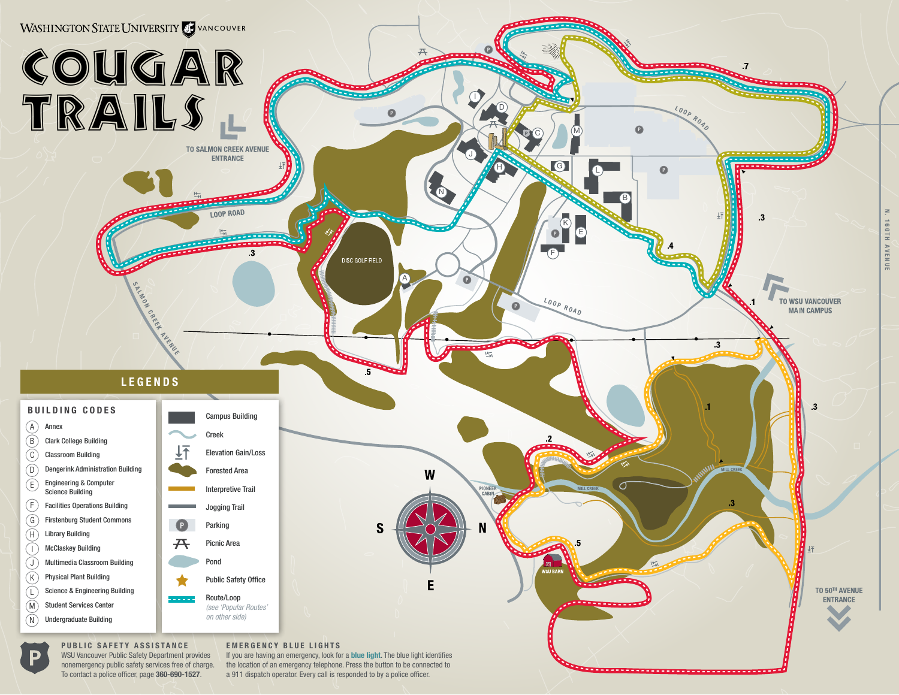WASHINGTON STATE UNIVERSITY VANCOUVER

# COUGAR TRAILS

TO SALMON CREEK AVENUE ENTRANCE

TO WSU VANCOUVER MAIN CAMPUS

TO 50TH AVENUE ENTRANCE

## LEGENDS

### BUILDING CODES

- (A) Annex
- (B) Clark College Building
- (C) Classroom Building
- (D) Dengerink Administration Building
- (E) Engineering & Computer Science Building
- (F) Facilities Operations Building
- (G) Firstenburg Student Commons
- (H) Library Building
- (I) McClaskey Building
- (J) Multimedia Classroom Building
- (K) Physical Plant Building
- (L) Science & Engineering Building
- (M) Student Services Center
- (N) Undergraduate Building

### Map Key

- Campus Building
- Creek
- Elevation Gain/Loss
- Forested Area
- Interpretive Trail
- Jogging Trail
- Parking
- Picnic Area
- Pond
- Public Safety Office
- Route/Loop *(see 'Popular Routes' on other side)*

### PUBLIC SAFETY ASSISTANCE

WSU Vancouver Public Safety Department provides nonemergency public safety services free of charge. To contact a police officer, page **360-690-1527**.

### EMERGENCY BLUE LIGHTS

If you are having an emergency, look for a **blue light**. The blue light identifies the location of an emergency telephone. Press the button to be connected to a 911 dispatch operator. Every call is responded to by a police officer.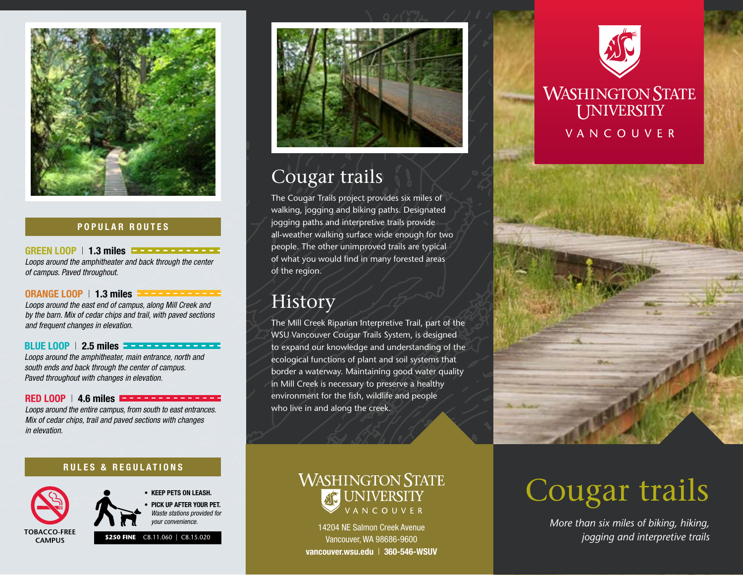## POPULAR ROUTES

**GREEN LOOP** | **1.3 miles**
*Loops around the amphitheater and back through the center of campus. Paved throughout.*

**ORANGE LOOP** | **1.3 miles**
*Loops around the east end of campus, along Mill Creek and by the barn. Mix of cedar chips and trail, with paved sections and frequent changes in elevation.*

**BLUE LOOP** | **2.5 miles**
*Loops around the amphitheater, main entrance, north and south ends and back through the center of campus. Paved throughout with changes in elevation.*

**RED LOOP** | **4.6 miles**
*Loops around the entire campus, from south to east entrances. Mix of cedar chips, trail and paved sections with changes in elevation.*

## RULES & REGULATIONS

TOBACCO-FREE CAMPUS

- **KEEP PETS ON LEASH.**
- **PICK UP AFTER YOUR PET.** *Waste stations provided for your convenience.*

**$250 FINE** C8.11.060 | C8.15.020

## Cougar trails

The Cougar Trails project provides six miles of walking, jogging and biking paths. Designated jogging paths and interpretive trails provide all-weather walking surface wide enough for two people. The other unimproved trails are typical of what you would find in many forested areas of the region.

## History

The Mill Creek Riparian Interpretive Trail, part of the WSU Vancouver Cougar Trails System, is designed to expand our knowledge and understanding of the ecological functions of plant and soil systems that border a waterway. Maintaining good water quality in Mill Creek is necessary to preserve a healthy environment for the fish, wildlife and people who live in and along the creek.

WASHINGTON STATE UNIVERSITY VANCOUVER

14204 NE Salmon Creek Avenue
Vancouver, WA 98686-9600
**vancouver.wsu.edu** | **360-546-WSUV**

WASHINGTON STATE UNIVERSITY VANCOUVER

# Cougar trails

*More than six miles of biking, hiking, jogging and interpretive trails*